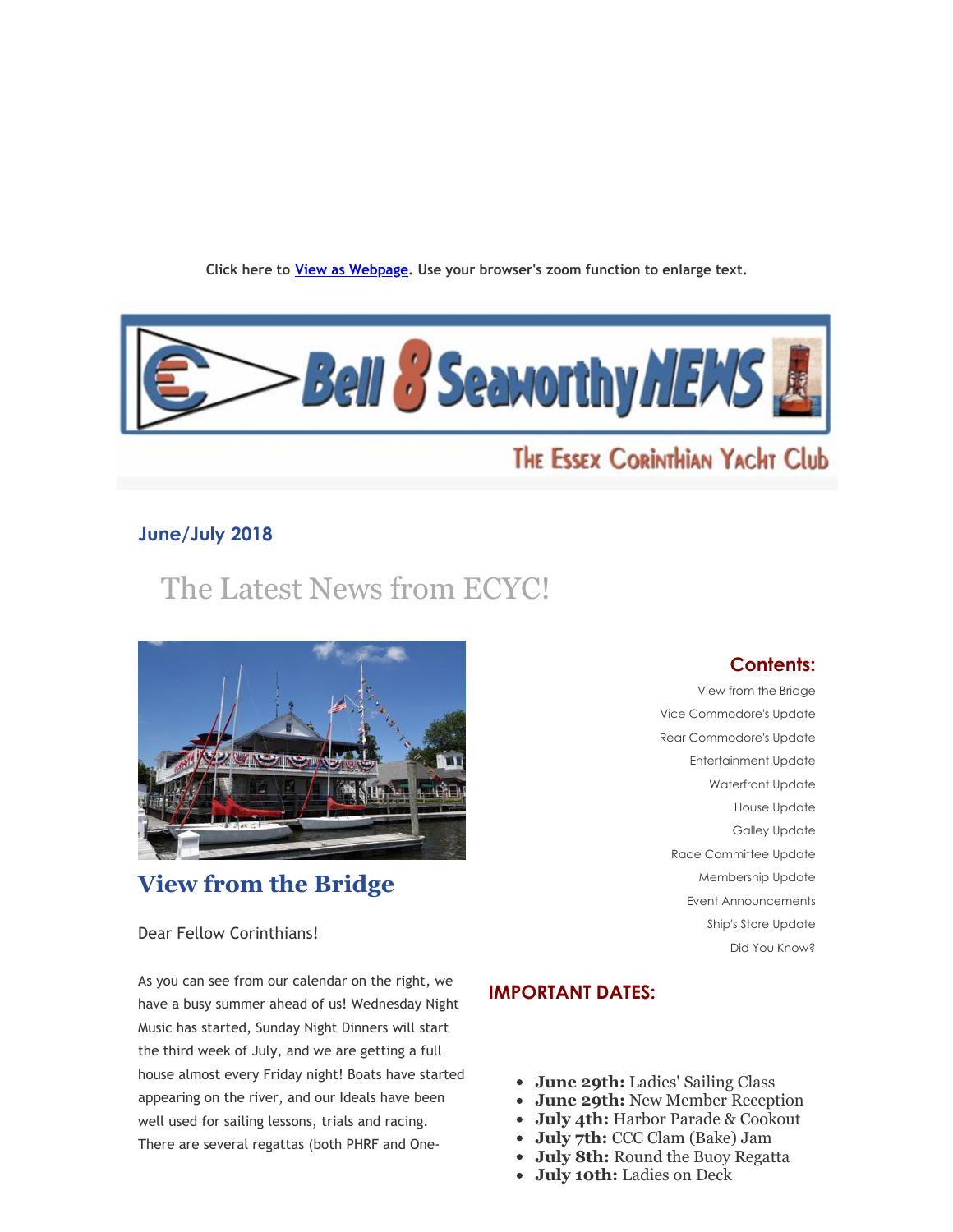Click here to View as Webpage. Use your browser's zoom function to enlarge text.

Bell 8 Seaworthy NEWS

The Essex Corinthian Yacht Club

## June/July 2018

# The Latest News from ECYC!

## View from the Bridge

Dear Fellow Corinthians!

As you can see from our calendar on the right, we have a busy summer ahead of us! Wednesday Night Music has started, Sunday Night Dinners will start the third week of July, and we are getting a full house almost every Friday night! Boats have started appearing on the river, and our Ideals have been well used for sailing lessons, trials and racing. There are several regattas (both PHRF and One-

### Contents:

- View from the Bridge
- Vice Commodore's Update
- Rear Commodore's Update
- Entertainment Update
- Waterfront Update
- House Update
- Galley Update
- Race Committee Update
- Membership Update
- Event Announcements
- Ship's Store Update
- Did You Know?

### IMPORTANT DATES:

- **June 29th:** Ladies' Sailing Class
- **June 29th:** New Member Reception
- **July 4th:** Harbor Parade & Cookout
- **July 7th:** CCC Clam (Bake) Jam
- **July 8th:** Round the Buoy Regatta
- **July 10th:** Ladies on Deck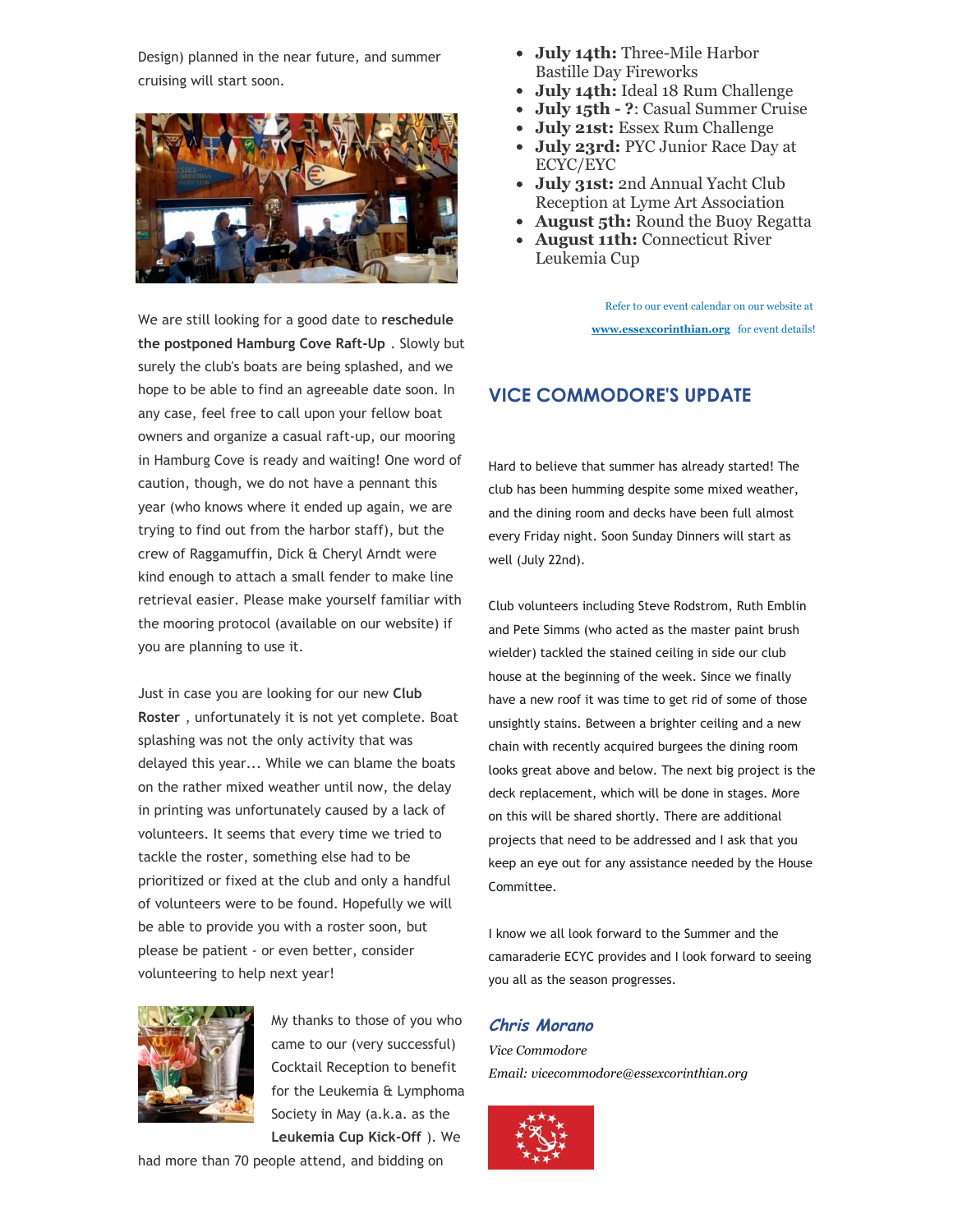Design) planned in the near future, and summer cruising will start soon.

We are still looking for a good date to **reschedule the postponed Hamburg Cove Raft-Up** . Slowly but surely the club's boats are being splashed, and we hope to be able to find an agreeable date soon. In any case, feel free to call upon your fellow boat owners and organize a casual raft-up, our mooring in Hamburg Cove is ready and waiting! One word of caution, though, we do not have a pennant this year (who knows where it ended up again, we are trying to find out from the harbor staff), but the crew of Raggamuffin, Dick & Cheryl Arndt were kind enough to attach a small fender to make line retrieval easier. Please make yourself familiar with the mooring protocol (available on our website) if you are planning to use it.

Just in case you are looking for our new **Club Roster** , unfortunately it is not yet complete. Boat splashing was not the only activity that was delayed this year... While we can blame the boats on the rather mixed weather until now, the delay in printing was unfortunately caused by a lack of volunteers. It seems that every time we tried to tackle the roster, something else had to be prioritized or fixed at the club and only a handful of volunteers were to be found. Hopefully we will be able to provide you with a roster soon, but please be patient - or even better, consider volunteering to help next year!

My thanks to those of you who came to our (very successful) Cocktail Reception to benefit for the Leukemia & Lymphoma Society in May (a.k.a. as the **Leukemia Cup Kick-Off** ). We had more than 70 people attend, and bidding on

- **July 14th:** Three-Mile Harbor Bastille Day Fireworks
- **July 14th:** Ideal 18 Rum Challenge
- **July 15th - ?**: Casual Summer Cruise
- **July 21st:** Essex Rum Challenge
- **July 23rd:** PYC Junior Race Day at ECYC/EYC
- **July 31st:** 2nd Annual Yacht Club Reception at Lyme Art Association
- **August 5th:** Round the Buoy Regatta
- **August 11th:** Connecticut River Leukemia Cup

Refer to our event calendar on our website at **www.essexcorinthian.org** for event details!

## VICE COMMODORE'S UPDATE

Hard to believe that summer has already started! The club has been humming despite some mixed weather, and the dining room and decks have been full almost every Friday night. Soon Sunday Dinners will start as well (July 22nd).

Club volunteers including Steve Rodstrom, Ruth Emblin and Pete Simms (who acted as the master paint brush wielder) tackled the stained ceiling in side our club house at the beginning of the week. Since we finally have a new roof it was time to get rid of some of those unsightly stains. Between a brighter ceiling and a new chain with recently acquired burgees the dining room looks great above and below. The next big project is the deck replacement, which will be done in stages. More on this will be shared shortly. There are additional projects that need to be addressed and I ask that you keep an eye out for any assistance needed by the House Committee.

I know we all look forward to the Summer and the camaraderie ECYC provides and I look forward to seeing you all as the season progresses.

***Chris Morano***

*Vice Commodore*

*Email: vicecommodore@essexcorinthian.org*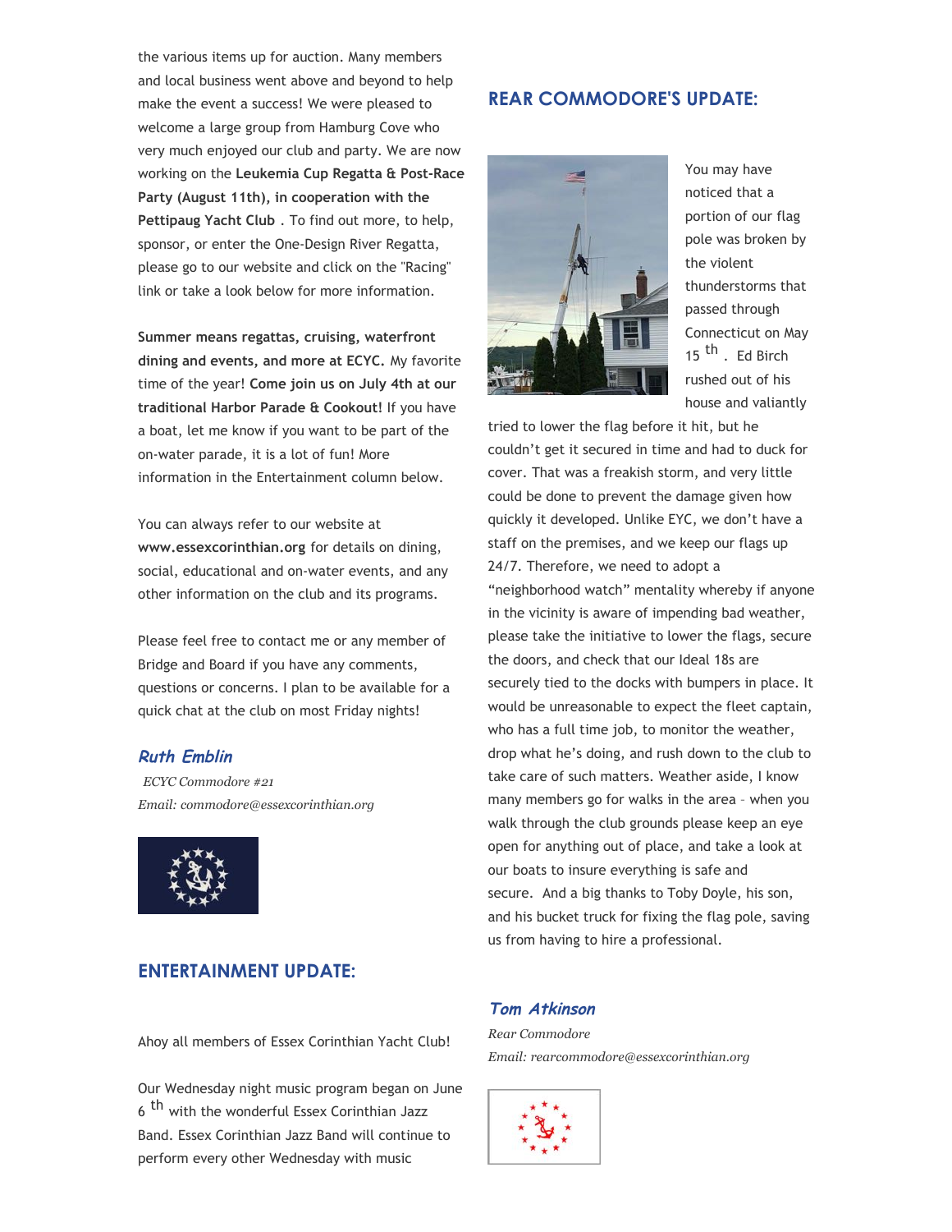the various items up for auction. Many members and local business went above and beyond to help make the event a success! We were pleased to welcome a large group from Hamburg Cove who very much enjoyed our club and party. We are now working on the **Leukemia Cup Regatta & Post-Race Party (August 11th), in cooperation with the Pettipaug Yacht Club** . To find out more, to help, sponsor, or enter the One-Design River Regatta, please go to our website and click on the "Racing" link or take a look below for more information.

**Summer means regattas, cruising, waterfront dining and events, and more at ECYC.** My favorite time of the year! **Come join us on July 4th at our traditional Harbor Parade & Cookout!** If you have a boat, let me know if you want to be part of the on-water parade, it is a lot of fun! More information in the Entertainment column below.

You can always refer to our website at **www.essexcorinthian.org** for details on dining, social, educational and on-water events, and any other information on the club and its programs.

Please feel free to contact me or any member of Bridge and Board if you have any comments, questions or concerns. I plan to be available for a quick chat at the club on most Friday nights!

***Ruth Emblin***

*ECYC Commodore #21*

*Email: commodore@essexcorinthian.org*

## ENTERTAINMENT UPDATE:

Ahoy all members of Essex Corinthian Yacht Club!

Our Wednesday night music program began on June 6th with the wonderful Essex Corinthian Jazz Band. Essex Corinthian Jazz Band will continue to perform every other Wednesday with music

## REAR COMMODORE'S UPDATE:

You may have noticed that a portion of our flag pole was broken by the violent thunderstorms that passed through Connecticut on May 15th . Ed Birch rushed out of his house and valiantly tried to lower the flag before it hit, but he couldn't get it secured in time and had to duck for cover. That was a freakish storm, and very little could be done to prevent the damage given how quickly it developed. Unlike EYC, we don't have a staff on the premises, and we keep our flags up 24/7. Therefore, we need to adopt a "neighborhood watch" mentality whereby if anyone in the vicinity is aware of impending bad weather, please take the initiative to lower the flags, secure the doors, and check that our Ideal 18s are securely tied to the docks with bumpers in place. It would be unreasonable to expect the fleet captain, who has a full time job, to monitor the weather, drop what he's doing, and rush down to the club to take care of such matters. Weather aside, I know many members go for walks in the area – when you walk through the club grounds please keep an eye open for anything out of place, and take a look at our boats to insure everything is safe and secure. And a big thanks to Toby Doyle, his son, and his bucket truck for fixing the flag pole, saving us from having to hire a professional.

***Tom Atkinson***

*Rear Commodore*

*Email: rearcommodore@essexcorinthian.org*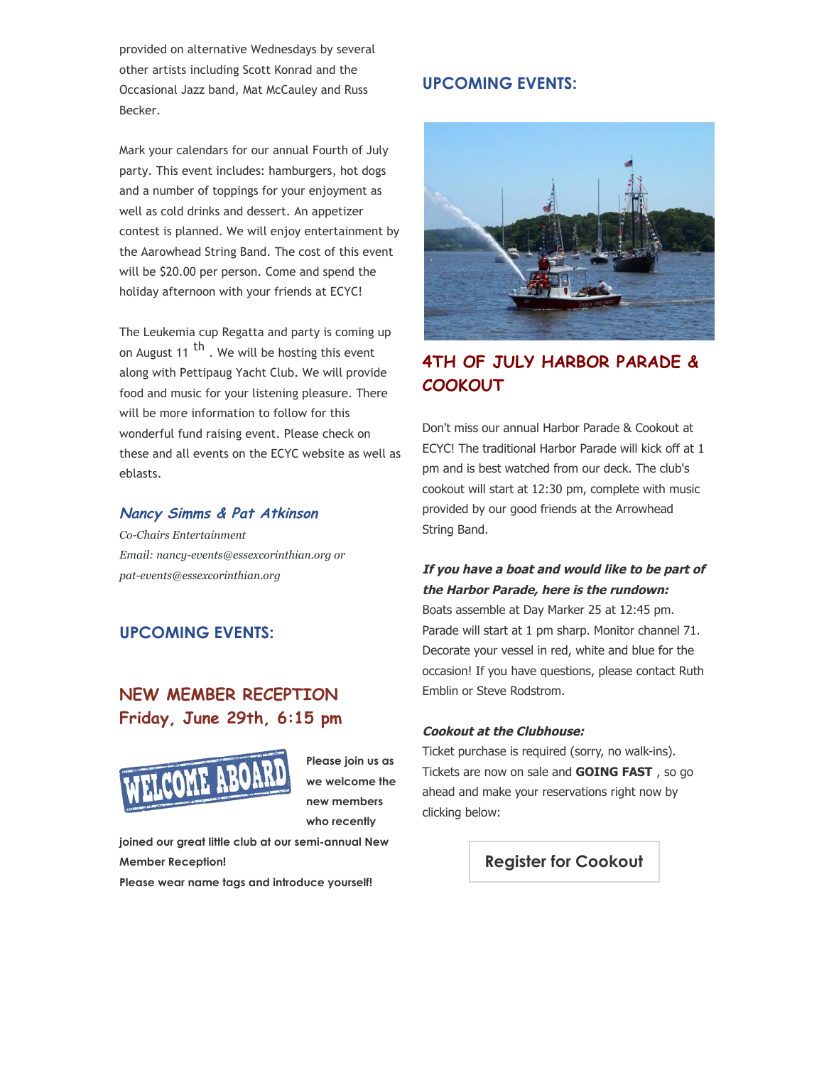provided on alternative Wednesdays by several other artists including Scott Konrad and the Occasional Jazz band, Mat McCauley and Russ Becker.

Mark your calendars for our annual Fourth of July party. This event includes: hamburgers, hot dogs and a number of toppings for your enjoyment as well as cold drinks and dessert. An appetizer contest is planned. We will enjoy entertainment by the Aarowhead String Band. The cost of this event will be $20.00 per person. Come and spend the holiday afternoon with your friends at ECYC!

The Leukemia cup Regatta and party is coming up on August 11 th . We will be hosting this event along with Pettipaug Yacht Club. We will provide food and music for your listening pleasure. There will be more information to follow for this wonderful fund raising event. Please check on these and all events on the ECYC website as well as eblasts.

### *Nancy Simms & Pat Atkinson*

*Co-Chairs Entertainment*
*Email: nancy-events@essexcorinthian.org or pat-events@essexcorinthian.org*

## UPCOMING EVENTS:

### NEW MEMBER RECEPTION
### Friday, June 29th, 6:15 pm

**Please join us as we welcome the new members who recently joined our great little club at our semi-annual New Member Reception!**
**Please wear name tags and introduce yourself!**

## UPCOMING EVENTS:

### 4TH OF JULY HARBOR PARADE & COOKOUT

Don't miss our annual Harbor Parade & Cookout at ECYC! The traditional Harbor Parade will kick off at 1 pm and is best watched from our deck. The club's cookout will start at 12:30 pm, complete with music provided by our good friends at the Arrowhead String Band.

***If you have a boat and would like to be part of the Harbor Parade, here is the rundown:***
Boats assemble at Day Marker 25 at 12:45 pm. Parade will start at 1 pm sharp. Monitor channel 71. Decorate your vessel in red, white and blue for the occasion! If you have questions, please contact Ruth Emblin or Steve Rodstrom.

***Cookout at the Clubhouse:***
Ticket purchase is required (sorry, no walk-ins). Tickets are now on sale and **GOING FAST** , so go ahead and make your reservations right now by clicking below:

Register for Cookout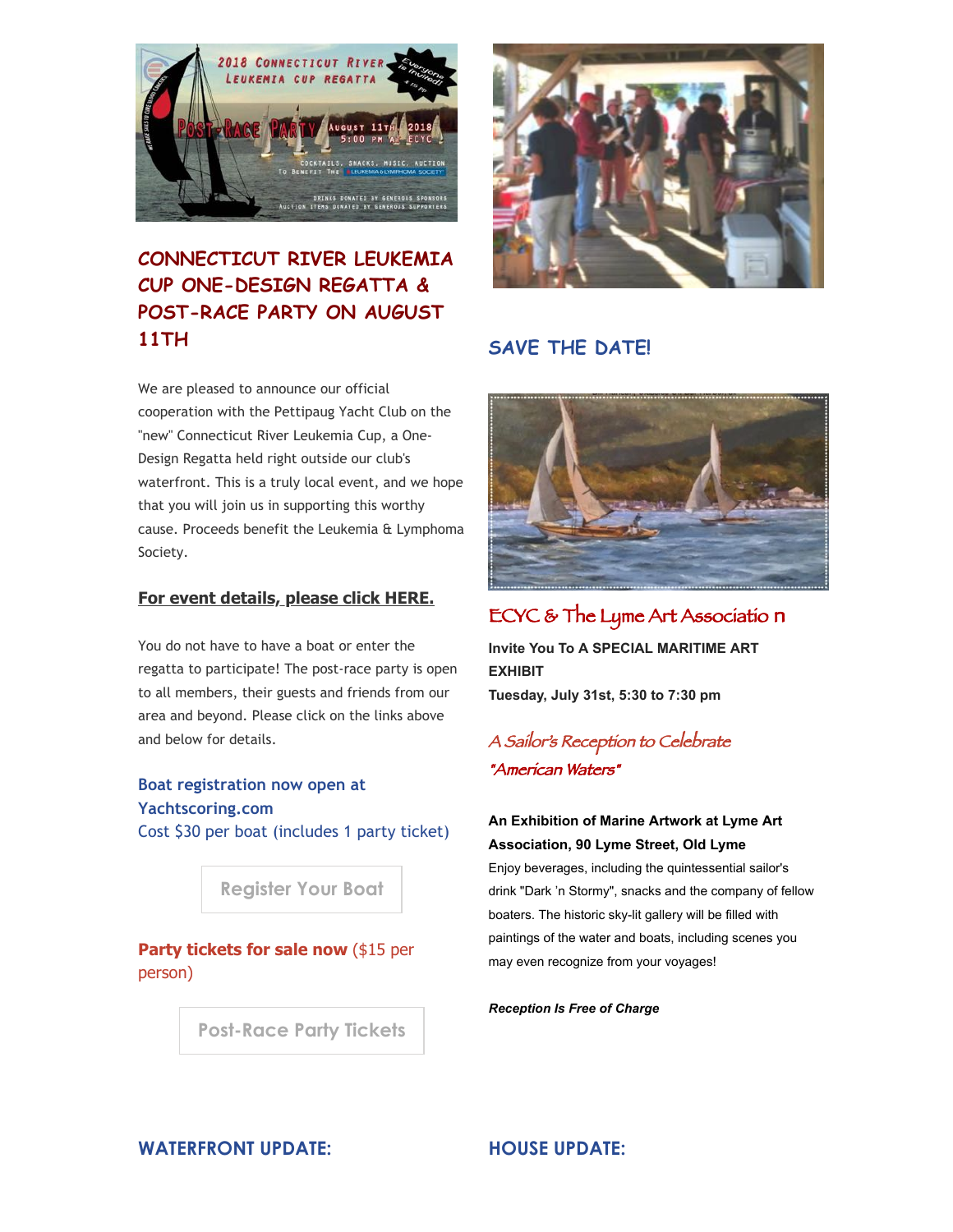## CONNECTICUT RIVER LEUKEMIA CUP ONE-DESIGN REGATTA & POST-RACE PARTY ON AUGUST 11TH

We are pleased to announce our official cooperation with the Pettipaug Yacht Club on the "new" Connecticut River Leukemia Cup, a One-Design Regatta held right outside our club's waterfront. This is a truly local event, and we hope that you will join us in supporting this worthy cause. Proceeds benefit the Leukemia & Lymphoma Society.

**For event details, please click HERE.**

You do not have to have a boat or enter the regatta to participate! The post-race party is open to all members, their guests and friends from our area and beyond. Please click on the links above and below for details.

**Boat registration now open at Yachtscoring.com**
Cost $30 per boat (includes 1 party ticket)

Register Your Boat

**Party tickets for sale now** ($15 per person)

Post-Race Party Tickets

## SAVE THE DATE!

### ECYC & The Lyme Art Association

**Invite You To A SPECIAL MARITIME ART EXHIBIT**
**Tuesday, July 31st, 5:30 to 7:30 pm**

*A Sailor's Reception to Celebrate "American Waters"*

**An Exhibition of Marine Artwork at Lyme Art Association, 90 Lyme Street, Old Lyme**

Enjoy beverages, including the quintessential sailor's drink "Dark 'n Stormy", snacks and the company of fellow boaters. The historic sky-lit gallery will be filled with paintings of the water and boats, including scenes you may even recognize from your voyages!

***Reception Is Free of Charge***

## WATERFRONT UPDATE:

## HOUSE UPDATE: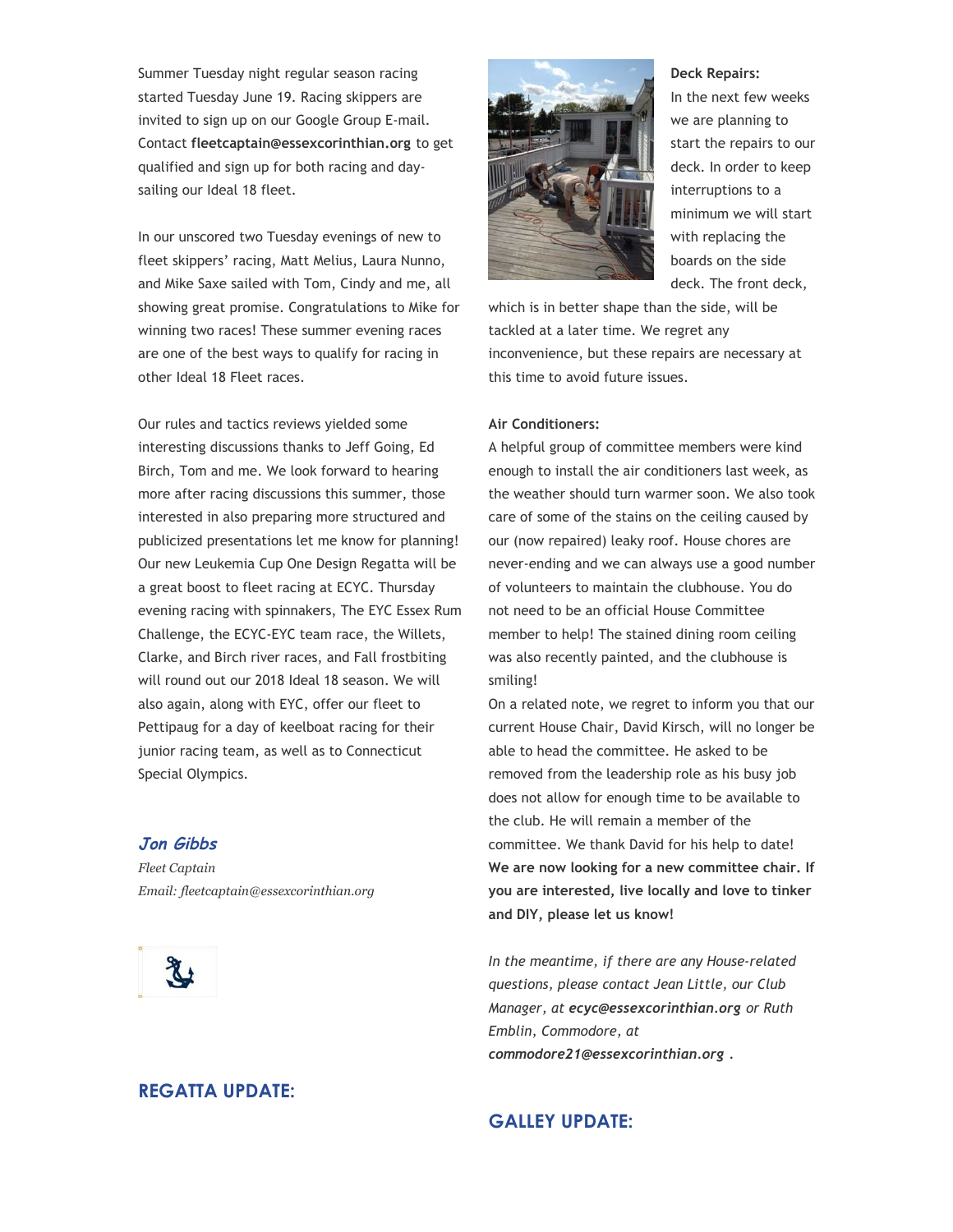Summer Tuesday night regular season racing started Tuesday June 19. Racing skippers are invited to sign up on our Google Group E-mail. Contact **fleetcaptain@essexcorinthian.org** to get qualified and sign up for both racing and day-sailing our Ideal 18 fleet.

In our unscored two Tuesday evenings of new to fleet skippers' racing, Matt Melius, Laura Nunno, and Mike Saxe sailed with Tom, Cindy and me, all showing great promise. Congratulations to Mike for winning two races! These summer evening races are one of the best ways to qualify for racing in other Ideal 18 Fleet races.

Our rules and tactics reviews yielded some interesting discussions thanks to Jeff Going, Ed Birch, Tom and me. We look forward to hearing more after racing discussions this summer, those interested in also preparing more structured and publicized presentations let me know for planning! Our new Leukemia Cup One Design Regatta will be a great boost to fleet racing at ECYC. Thursday evening racing with spinnakers, The EYC Essex Rum Challenge, the ECYC-EYC team race, the Willets, Clarke, and Birch river races, and Fall frostbiting will round out our 2018 Ideal 18 season. We will also again, along with EYC, offer our fleet to Pettipaug for a day of keelboat racing for their junior racing team, as well as to Connecticut Special Olympics.

***Jon Gibbs***

*Fleet Captain*

*Email: fleetcaptain@essexcorinthian.org*

## REGATTA UPDATE:

**Deck Repairs:**

In the next few weeks we are planning to start the repairs to our deck. In order to keep interruptions to a minimum we will start with replacing the boards on the side deck. The front deck, which is in better shape than the side, will be tackled at a later time. We regret any inconvenience, but these repairs are necessary at this time to avoid future issues.

**Air Conditioners:**

A helpful group of committee members were kind enough to install the air conditioners last week, as the weather should turn warmer soon. We also took care of some of the stains on the ceiling caused by our (now repaired) leaky roof. House chores are never-ending and we can always use a good number of volunteers to maintain the clubhouse. You do not need to be an official House Committee member to help! The stained dining room ceiling was also recently painted, and the clubhouse is smiling!

On a related note, we regret to inform you that our current House Chair, David Kirsch, will no longer be able to head the committee. He asked to be removed from the leadership role as his busy job does not allow for enough time to be available to the club. He will remain a member of the committee. We thank David for his help to date! **We are now looking for a new committee chair. If you are interested, live locally and love to tinker and DIY, please let us know!**

*In the meantime, if there are any House-related questions, please contact Jean Little, our Club Manager, at **ecyc@essexcorinthian.org** or Ruth Emblin, Commodore, at **commodore21@essexcorinthian.org** .*

## GALLEY UPDATE: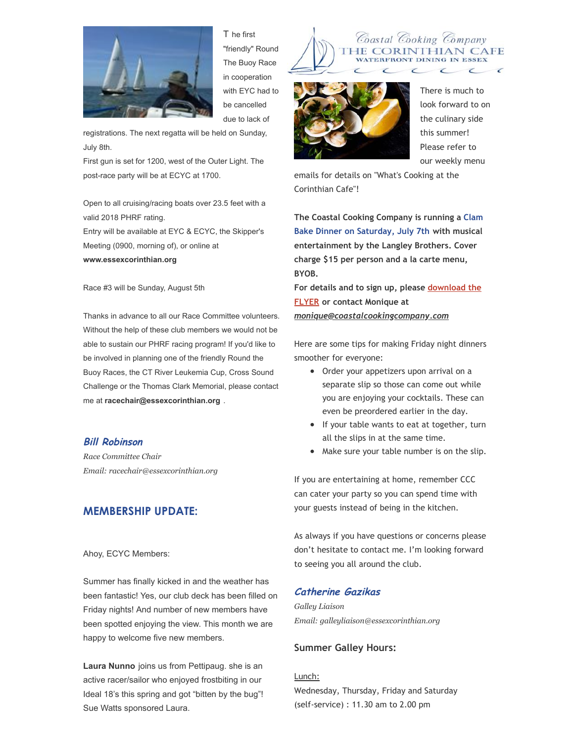The first "friendly" Round The Buoy Race in cooperation with EYC had to be cancelled due to lack of registrations. The next regatta will be held on Sunday, July 8th.
First gun is set for 1200, west of the Outer Light. The post-race party will be at ECYC at 1700.

Open to all cruising/racing boats over 23.5 feet with a valid 2018 PHRF rating.
Entry will be available at EYC & ECYC, the Skipper's Meeting (0900, morning of), or online at **www.essexcorinthian.org**

Race #3 will be Sunday, August 5th

Thanks in advance to all our Race Committee volunteers. Without the help of these club members we would not be able to sustain our PHRF racing program! If you'd like to be involved in planning one of the friendly Round the Buoy Races, the CT River Leukemia Cup, Cross Sound Challenge or the Thomas Clark Memorial, please contact me at **racechair@essexcorinthian.org** .

***Bill Robinson***
*Race Committee Chair*
*Email: racechair@essexcorinthian.org*

## MEMBERSHIP UPDATE:

Ahoy, ECYC Members:

Summer has finally kicked in and the weather has been fantastic! Yes, our club deck has been filled on Friday nights! And number of new members have been spotted enjoying the view. This month we are happy to welcome five new members.

**Laura Nunno** joins us from Pettipaug. she is an active racer/sailor who enjoyed frostbiting in our Ideal 18's this spring and got "bitten by the bug"! Sue Watts sponsored Laura.

Coastal Cooking Company
THE CORINTHIAN CAFE
WATERFRONT DINING IN ESSEX

There is much to look forward to on the culinary side this summer! Please refer to our weekly menu emails for details on "What's Cooking at the Corinthian Cafe"!

**The Coastal Cooking Company is running a Clam Bake Dinner on Saturday, July 7th with musical entertainment by the Langley Brothers. Cover charge $15 per person and a la carte menu, BYOB.**
**For details and to sign up, please download the FLYER or contact Monique at *monique@coastalcookingcompany.com***

Here are some tips for making Friday night dinners smoother for everyone:

- Order your appetizers upon arrival on a separate slip so those can come out while you are enjoying your cocktails. These can even be preordered earlier in the day.
- If your table wants to eat at together, turn all the slips in at the same time.
- Make sure your table number is on the slip.

If you are entertaining at home, remember CCC can cater your party so you can spend time with your guests instead of being in the kitchen.

As always if you have questions or concerns please don't hesitate to contact me. I'm looking forward to seeing you all around the club.

***Catherine Gazikas***
*Galley Liaison*
*Email: galleyliaison@essexcorinthian.org*

### Summer Galley Hours:

Lunch:
Wednesday, Thursday, Friday and Saturday (self-service) : 11.30 am to 2.00 pm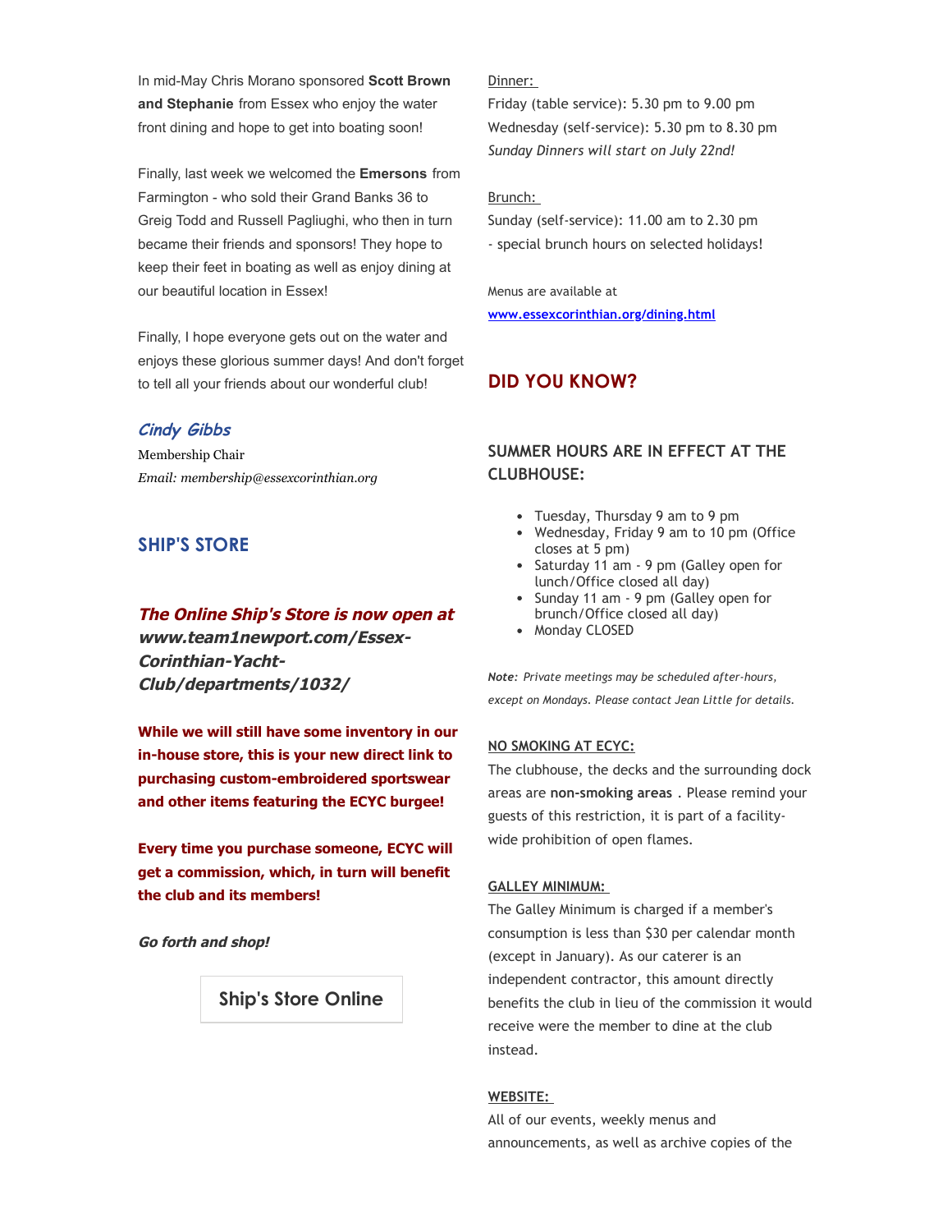In mid-May Chris Morano sponsored **Scott Brown and Stephanie** from Essex who enjoy the water front dining and hope to get into boating soon!

Finally, last week we welcomed the **Emersons** from Farmington - who sold their Grand Banks 36 to Greig Todd and Russell Pagliughi, who then in turn became their friends and sponsors! They hope to keep their feet in boating as well as enjoy dining at our beautiful location in Essex!

Finally, I hope everyone gets out on the water and enjoys these glorious summer days! And don't forget to tell all your friends about our wonderful club!

***Cindy Gibbs***

Membership Chair

*Email: membership@essexcorinthian.org*

## SHIP'S STORE

***The Online Ship's Store is now open at www.team1newport.com/Essex-Corinthian-Yacht-Club/departments/1032/***

**While we will still have some inventory in our in-house store, this is your new direct link to purchasing custom-embroidered sportswear and other items featuring the ECYC burgee!**

**Every time you purchase someone, ECYC will get a commission, which, in turn will benefit the club and its members!**

***Go forth and shop!***

Ship's Store Online

Dinner:

Friday (table service): 5.30 pm to 9.00 pm

Wednesday (self-service): 5.30 pm to 8.30 pm

*Sunday Dinners will start on July 22nd!*

Brunch:

Sunday (self-service): 11.00 am to 2.30 pm

- special brunch hours on selected holidays!

Menus are available at **www.essexcorinthian.org/dining.html**

## DID YOU KNOW?

### SUMMER HOURS ARE IN EFFECT AT THE CLUBHOUSE:

- Tuesday, Thursday 9 am to 9 pm
- Wednesday, Friday 9 am to 10 pm (Office closes at 5 pm)
- Saturday 11 am - 9 pm (Galley open for lunch/Office closed all day)
- Sunday 11 am - 9 pm (Galley open for brunch/Office closed all day)
- Monday CLOSED

***Note:*** *Private meetings may be scheduled after-hours, except on Mondays. Please contact Jean Little for details.*

**NO SMOKING AT ECYC:**

The clubhouse, the decks and the surrounding dock areas are **non-smoking areas** . Please remind your guests of this restriction, it is part of a facility-wide prohibition of open flames.

**GALLEY MINIMUM:**

The Galley Minimum is charged if a member's consumption is less than $30 per calendar month (except in January). As our caterer is an independent contractor, this amount directly benefits the club in lieu of the commission it would receive were the member to dine at the club instead.

**WEBSITE:**

All of our events, weekly menus and announcements, as well as archive copies of the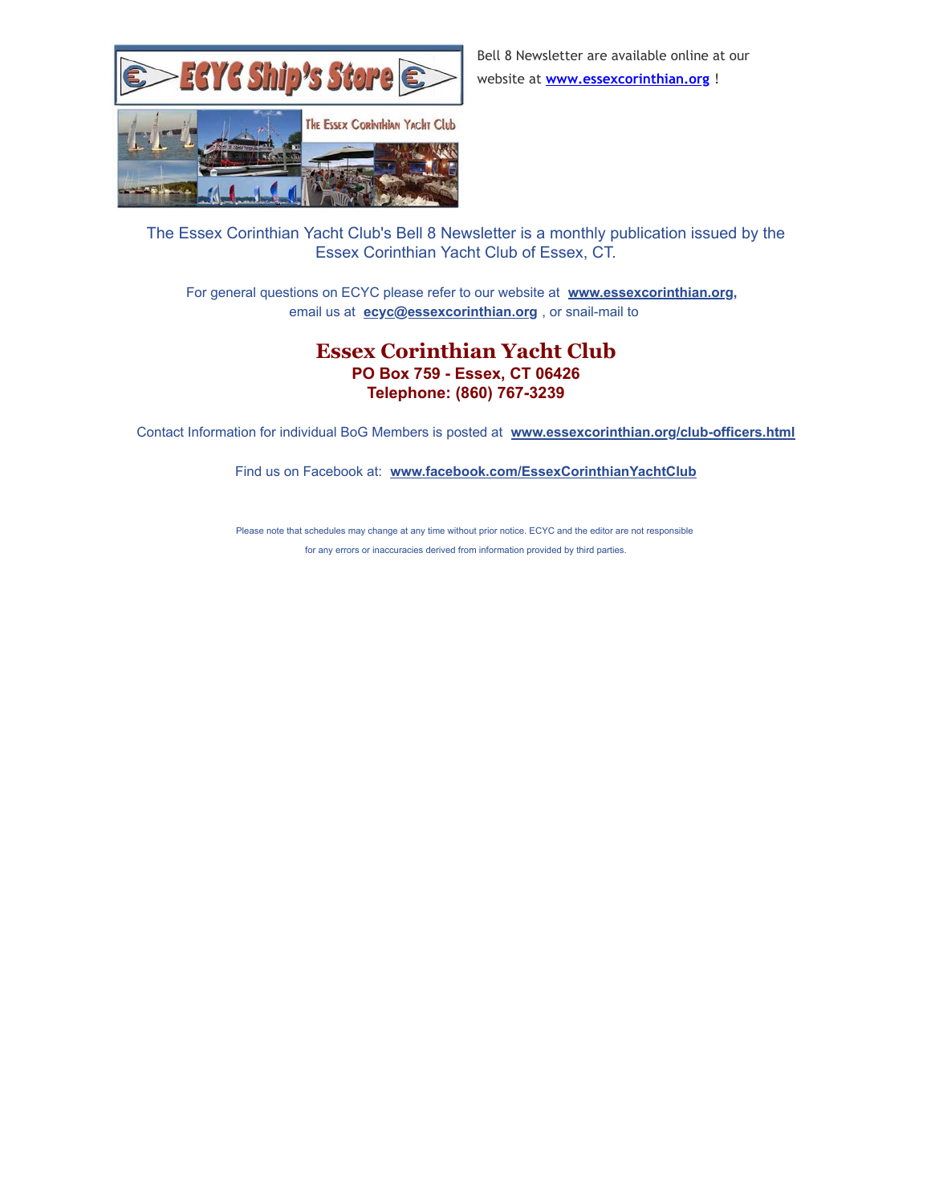Bell 8 Newsletter are available online at our website at **www.essexcorinthian.org** !

The Essex Corinthian Yacht Club's Bell 8 Newsletter is a monthly publication issued by the Essex Corinthian Yacht Club of Essex, CT.

For general questions on ECYC please refer to our website at **www.essexcorinthian.org,** email us at **ecyc@essexcorinthian.org** , or snail-mail to

## Essex Corinthian Yacht Club

**PO Box 759 - Essex, CT 06426**
**Telephone: (860) 767-3239**

Contact Information for individual BoG Members is posted at **www.essexcorinthian.org/club-officers.html**

Find us on Facebook at: **www.facebook.com/EssexCorinthianYachtClub**

Please note that schedules may change at any time without prior notice. ECYC and the editor are not responsible for any errors or inaccuracies derived from information provided by third parties.